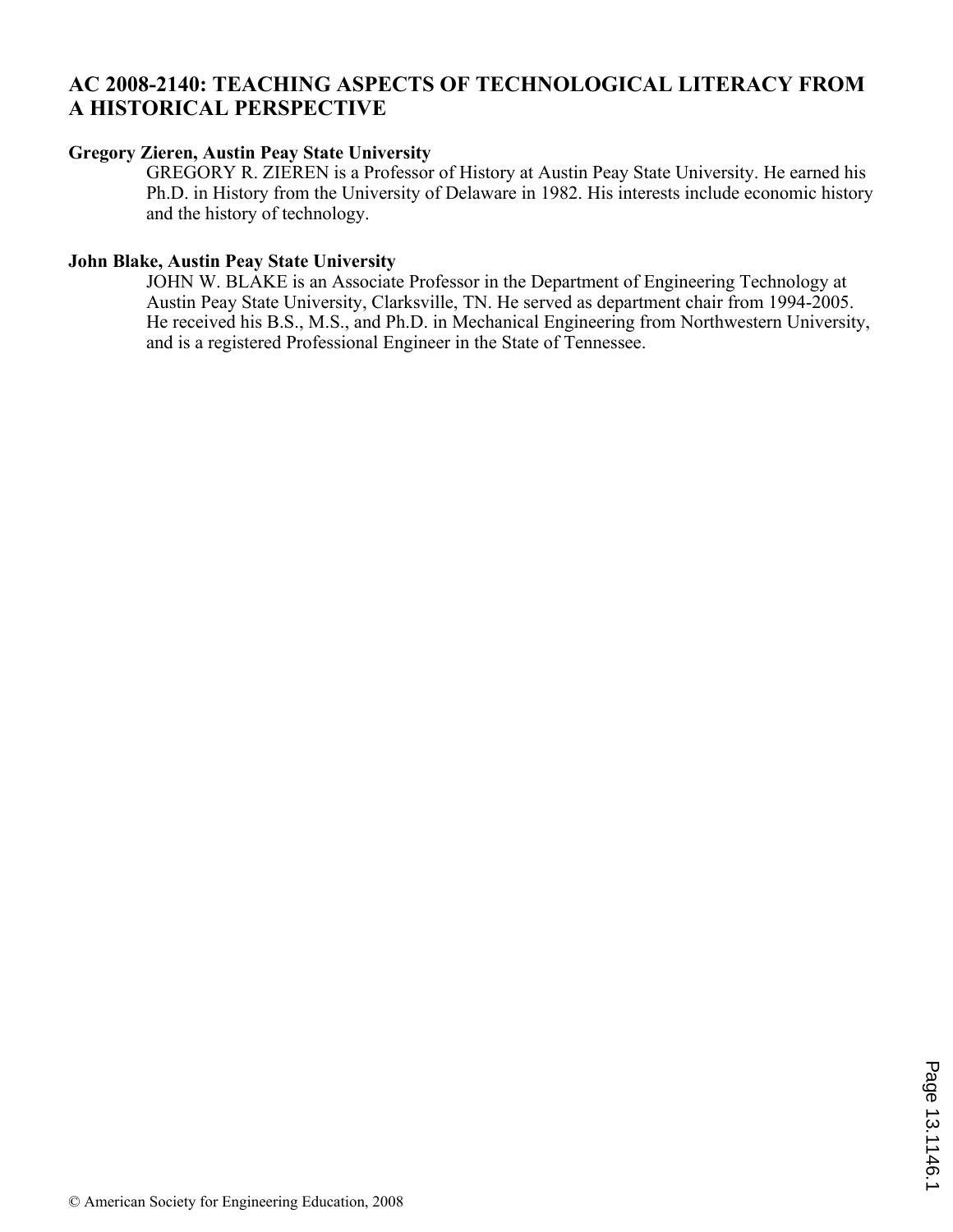# AC 2008-2140: TEACHING ASPECTS OF TECHNOLOGICAL LITERACY FROM A HISTORICAL PERSPECTIVE

**Gregory Zieren, Austin Peay State University**

GREGORY R. ZIEREN is a Professor of History at Austin Peay State University. He earned his Ph.D. in History from the University of Delaware in 1982. His interests include economic history and the history of technology.

**John Blake, Austin Peay State University**

JOHN W. BLAKE is an Associate Professor in the Department of Engineering Technology at Austin Peay State University, Clarksville, TN. He served as department chair from 1994-2005. He received his B.S., M.S., and Ph.D. in Mechanical Engineering from Northwestern University, and is a registered Professional Engineer in the State of Tennessee.

© American Society for Engineering Education, 2008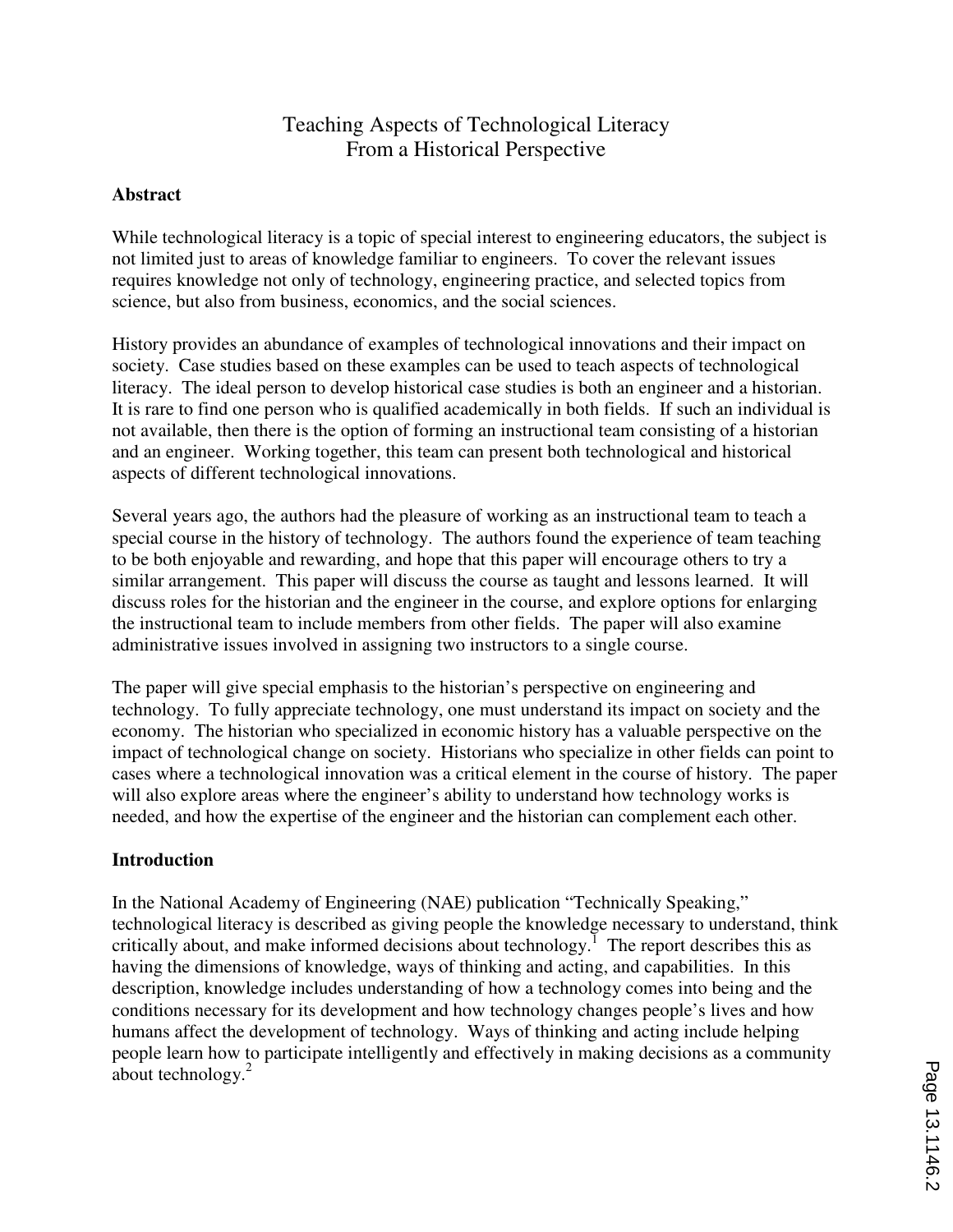# Teaching Aspects of Technological Literacy From a Historical Perspective

## Abstract

While technological literacy is a topic of special interest to engineering educators, the subject is not limited just to areas of knowledge familiar to engineers. To cover the relevant issues requires knowledge not only of technology, engineering practice, and selected topics from science, but also from business, economics, and the social sciences.

History provides an abundance of examples of technological innovations and their impact on society. Case studies based on these examples can be used to teach aspects of technological literacy. The ideal person to develop historical case studies is both an engineer and a historian. It is rare to find one person who is qualified academically in both fields. If such an individual is not available, then there is the option of forming an instructional team consisting of a historian and an engineer. Working together, this team can present both technological and historical aspects of different technological innovations.

Several years ago, the authors had the pleasure of working as an instructional team to teach a special course in the history of technology. The authors found the experience of team teaching to be both enjoyable and rewarding, and hope that this paper will encourage others to try a similar arrangement. This paper will discuss the course as taught and lessons learned. It will discuss roles for the historian and the engineer in the course, and explore options for enlarging the instructional team to include members from other fields. The paper will also examine administrative issues involved in assigning two instructors to a single course.

The paper will give special emphasis to the historian's perspective on engineering and technology. To fully appreciate technology, one must understand its impact on society and the economy. The historian who specialized in economic history has a valuable perspective on the impact of technological change on society. Historians who specialize in other fields can point to cases where a technological innovation was a critical element in the course of history. The paper will also explore areas where the engineer's ability to understand how technology works is needed, and how the expertise of the engineer and the historian can complement each other.

## Introduction

In the National Academy of Engineering (NAE) publication "Technically Speaking," technological literacy is described as giving people the knowledge necessary to understand, think critically about, and make informed decisions about technology.[1] The report describes this as having the dimensions of knowledge, ways of thinking and acting, and capabilities. In this description, knowledge includes understanding of how a technology comes into being and the conditions necessary for its development and how technology changes people's lives and how humans affect the development of technology. Ways of thinking and acting include helping people learn how to participate intelligently and effectively in making decisions as a community about technology.[2]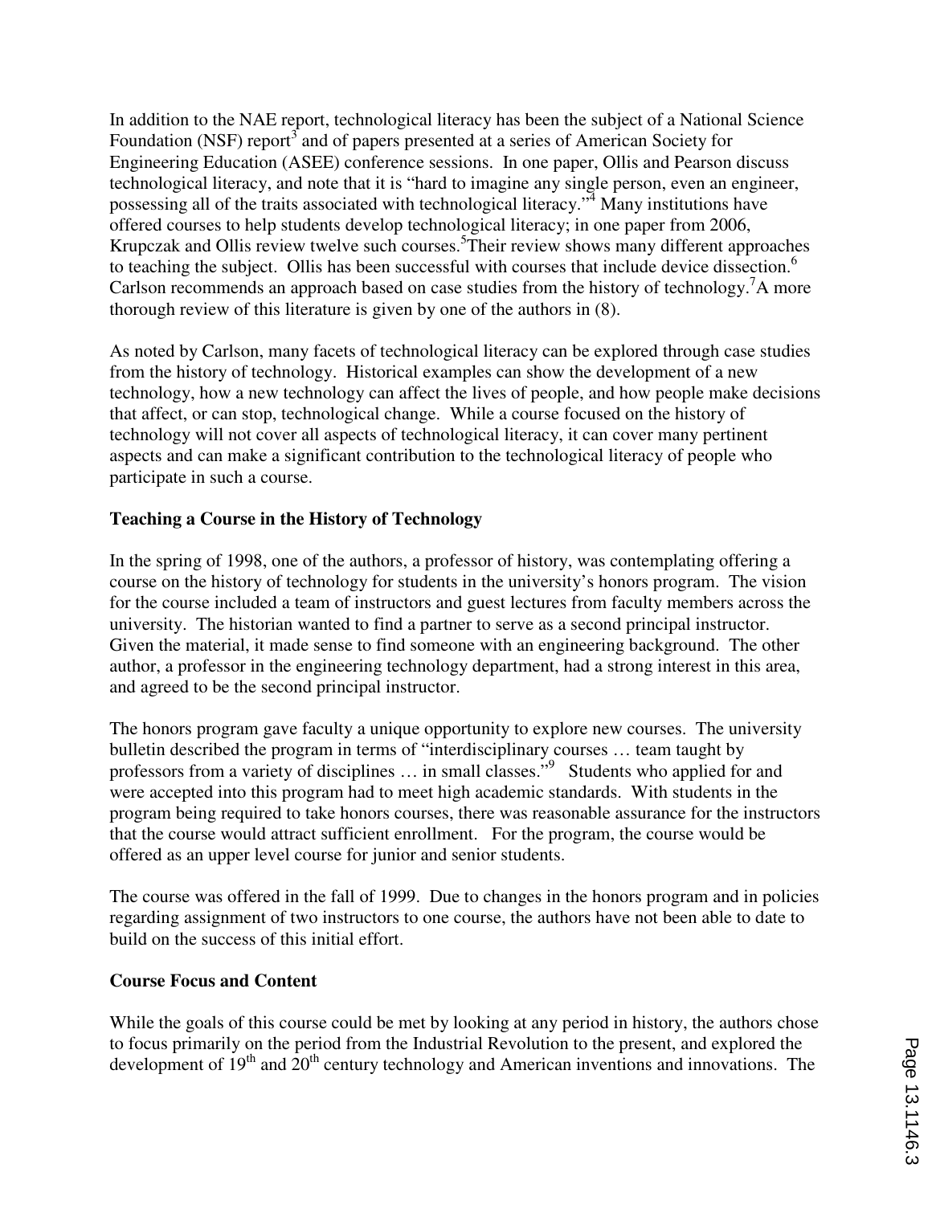In addition to the NAE report, technological literacy has been the subject of a National Science Foundation (NSF) report[3] and of papers presented at a series of American Society for Engineering Education (ASEE) conference sessions. In one paper, Ollis and Pearson discuss technological literacy, and note that it is "hard to imagine any single person, even an engineer, possessing all of the traits associated with technological literacy."[4] Many institutions have offered courses to help students develop technological literacy; in one paper from 2006, Krupczak and Ollis review twelve such courses.[5] Their review shows many different approaches to teaching the subject. Ollis has been successful with courses that include device dissection.[6] Carlson recommends an approach based on case studies from the history of technology.[7] A more thorough review of this literature is given by one of the authors in (8).

As noted by Carlson, many facets of technological literacy can be explored through case studies from the history of technology. Historical examples can show the development of a new technology, how a new technology can affect the lives of people, and how people make decisions that affect, or can stop, technological change. While a course focused on the history of technology will not cover all aspects of technological literacy, it can cover many pertinent aspects and can make a significant contribution to the technological literacy of people who participate in such a course.

**Teaching a Course in the History of Technology**

In the spring of 1998, one of the authors, a professor of history, was contemplating offering a course on the history of technology for students in the university's honors program. The vision for the course included a team of instructors and guest lectures from faculty members across the university. The historian wanted to find a partner to serve as a second principal instructor. Given the material, it made sense to find someone with an engineering background. The other author, a professor in the engineering technology department, had a strong interest in this area, and agreed to be the second principal instructor.

The honors program gave faculty a unique opportunity to explore new courses. The university bulletin described the program in terms of "interdisciplinary courses … team taught by professors from a variety of disciplines … in small classes."[9] Students who applied for and were accepted into this program had to meet high academic standards. With students in the program being required to take honors courses, there was reasonable assurance for the instructors that the course would attract sufficient enrollment. For the program, the course would be offered as an upper level course for junior and senior students.

The course was offered in the fall of 1999. Due to changes in the honors program and in policies regarding assignment of two instructors to one course, the authors have not been able to date to build on the success of this initial effort.

**Course Focus and Content**

While the goals of this course could be met by looking at any period in history, the authors chose to focus primarily on the period from the Industrial Revolution to the present, and explored the development of 19th and 20th century technology and American inventions and innovations. The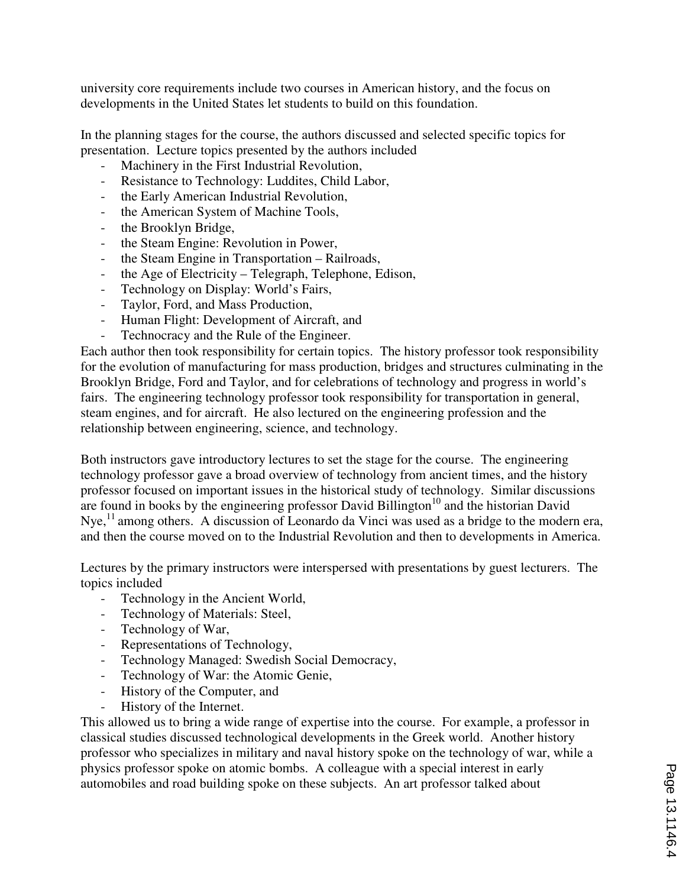university core requirements include two courses in American history, and the focus on developments in the United States let students to build on this foundation.

In the planning stages for the course, the authors discussed and selected specific topics for presentation. Lecture topics presented by the authors included

- Machinery in the First Industrial Revolution,
- Resistance to Technology: Luddites, Child Labor,
- the Early American Industrial Revolution,
- the American System of Machine Tools,
- the Brooklyn Bridge,
- the Steam Engine: Revolution in Power,
- the Steam Engine in Transportation – Railroads,
- the Age of Electricity – Telegraph, Telephone, Edison,
- Technology on Display: World's Fairs,
- Taylor, Ford, and Mass Production,
- Human Flight: Development of Aircraft, and
- Technocracy and the Rule of the Engineer.

Each author then took responsibility for certain topics. The history professor took responsibility for the evolution of manufacturing for mass production, bridges and structures culminating in the Brooklyn Bridge, Ford and Taylor, and for celebrations of technology and progress in world's fairs. The engineering technology professor took responsibility for transportation in general, steam engines, and for aircraft. He also lectured on the engineering profession and the relationship between engineering, science, and technology.

Both instructors gave introductory lectures to set the stage for the course. The engineering technology professor gave a broad overview of technology from ancient times, and the history professor focused on important issues in the historical study of technology. Similar discussions are found in books by the engineering professor David Billington[10] and the historian David Nye,[11] among others. A discussion of Leonardo da Vinci was used as a bridge to the modern era, and then the course moved on to the Industrial Revolution and then to developments in America.

Lectures by the primary instructors were interspersed with presentations by guest lecturers. The topics included

- Technology in the Ancient World,
- Technology of Materials: Steel,
- Technology of War,
- Representations of Technology,
- Technology Managed: Swedish Social Democracy,
- Technology of War: the Atomic Genie,
- History of the Computer, and
- History of the Internet.

This allowed us to bring a wide range of expertise into the course. For example, a professor in classical studies discussed technological developments in the Greek world. Another history professor who specializes in military and naval history spoke on the technology of war, while a physics professor spoke on atomic bombs. A colleague with a special interest in early automobiles and road building spoke on these subjects. An art professor talked about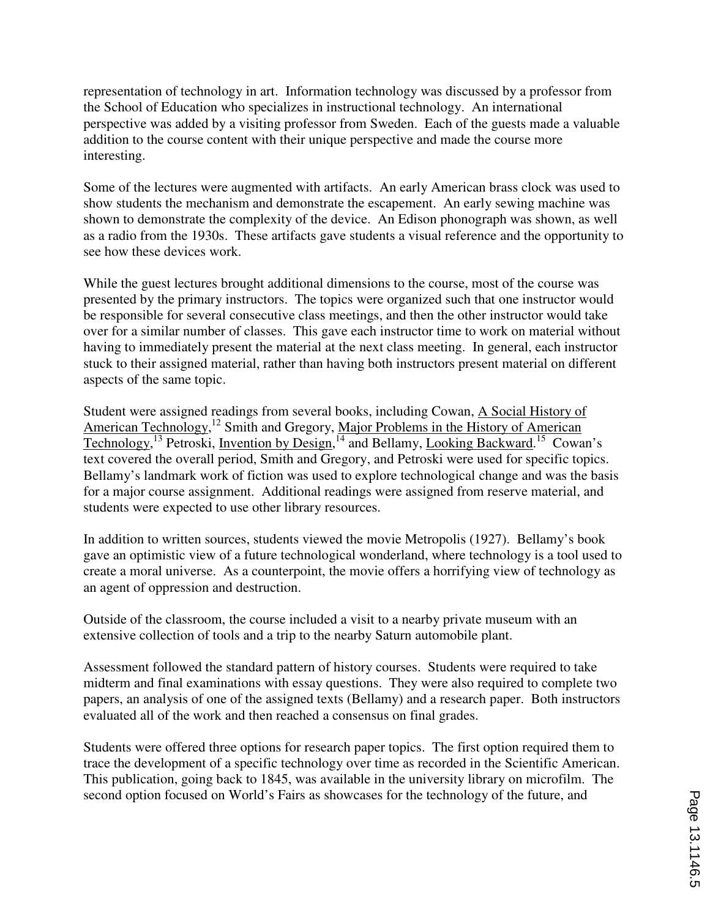representation of technology in art. Information technology was discussed by a professor from the School of Education who specializes in instructional technology. An international perspective was added by a visiting professor from Sweden. Each of the guests made a valuable addition to the course content with their unique perspective and made the course more interesting.

Some of the lectures were augmented with artifacts. An early American brass clock was used to show students the mechanism and demonstrate the escapement. An early sewing machine was shown to demonstrate the complexity of the device. An Edison phonograph was shown, as well as a radio from the 1930s. These artifacts gave students a visual reference and the opportunity to see how these devices work.

While the guest lectures brought additional dimensions to the course, most of the course was presented by the primary instructors. The topics were organized such that one instructor would be responsible for several consecutive class meetings, and then the other instructor would take over for a similar number of classes. This gave each instructor time to work on material without having to immediately present the material at the next class meeting. In general, each instructor stuck to their assigned material, rather than having both instructors present material on different aspects of the same topic.

Student were assigned readings from several books, including Cowan, A Social History of American Technology,[12] Smith and Gregory, Major Problems in the History of American Technology,[13] Petroski, Invention by Design,[14] and Bellamy, Looking Backward.[15] Cowan's text covered the overall period, Smith and Gregory, and Petroski were used for specific topics. Bellamy's landmark work of fiction was used to explore technological change and was the basis for a major course assignment. Additional readings were assigned from reserve material, and students were expected to use other library resources.

In addition to written sources, students viewed the movie Metropolis (1927). Bellamy's book gave an optimistic view of a future technological wonderland, where technology is a tool used to create a moral universe. As a counterpoint, the movie offers a horrifying view of technology as an agent of oppression and destruction.

Outside of the classroom, the course included a visit to a nearby private museum with an extensive collection of tools and a trip to the nearby Saturn automobile plant.

Assessment followed the standard pattern of history courses. Students were required to take midterm and final examinations with essay questions. They were also required to complete two papers, an analysis of one of the assigned texts (Bellamy) and a research paper. Both instructors evaluated all of the work and then reached a consensus on final grades.

Students were offered three options for research paper topics. The first option required them to trace the development of a specific technology over time as recorded in the Scientific American. This publication, going back to 1845, was available in the university library on microfilm. The second option focused on World's Fairs as showcases for the technology of the future, and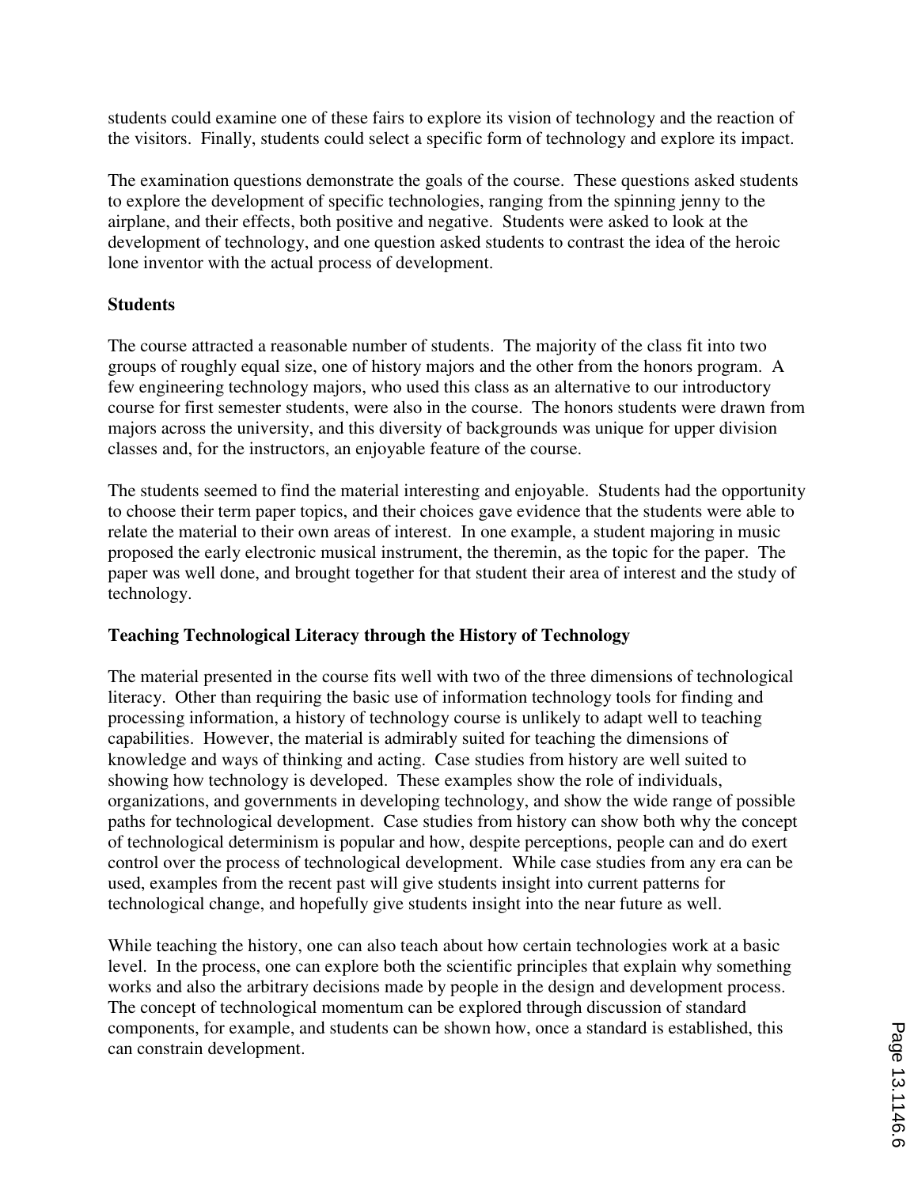students could examine one of these fairs to explore its vision of technology and the reaction of the visitors. Finally, students could select a specific form of technology and explore its impact.

The examination questions demonstrate the goals of the course. These questions asked students to explore the development of specific technologies, ranging from the spinning jenny to the airplane, and their effects, both positive and negative. Students were asked to look at the development of technology, and one question asked students to contrast the idea of the heroic lone inventor with the actual process of development.

**Students**

The course attracted a reasonable number of students. The majority of the class fit into two groups of roughly equal size, one of history majors and the other from the honors program. A few engineering technology majors, who used this class as an alternative to our introductory course for first semester students, were also in the course. The honors students were drawn from majors across the university, and this diversity of backgrounds was unique for upper division classes and, for the instructors, an enjoyable feature of the course.

The students seemed to find the material interesting and enjoyable. Students had the opportunity to choose their term paper topics, and their choices gave evidence that the students were able to relate the material to their own areas of interest. In one example, a student majoring in music proposed the early electronic musical instrument, the theremin, as the topic for the paper. The paper was well done, and brought together for that student their area of interest and the study of technology.

**Teaching Technological Literacy through the History of Technology**

The material presented in the course fits well with two of the three dimensions of technological literacy. Other than requiring the basic use of information technology tools for finding and processing information, a history of technology course is unlikely to adapt well to teaching capabilities. However, the material is admirably suited for teaching the dimensions of knowledge and ways of thinking and acting. Case studies from history are well suited to showing how technology is developed. These examples show the role of individuals, organizations, and governments in developing technology, and show the wide range of possible paths for technological development. Case studies from history can show both why the concept of technological determinism is popular and how, despite perceptions, people can and do exert control over the process of technological development. While case studies from any era can be used, examples from the recent past will give students insight into current patterns for technological change, and hopefully give students insight into the near future as well.

While teaching the history, one can also teach about how certain technologies work at a basic level. In the process, one can explore both the scientific principles that explain why something works and also the arbitrary decisions made by people in the design and development process. The concept of technological momentum can be explored through discussion of standard components, for example, and students can be shown how, once a standard is established, this can constrain development.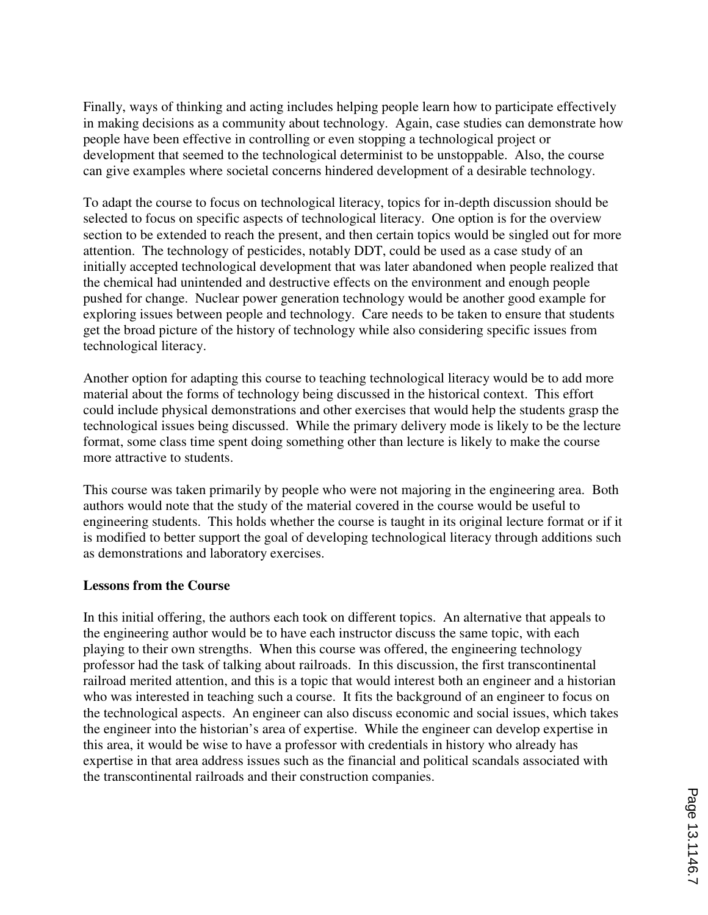Finally, ways of thinking and acting includes helping people learn how to participate effectively in making decisions as a community about technology. Again, case studies can demonstrate how people have been effective in controlling or even stopping a technological project or development that seemed to the technological determinist to be unstoppable. Also, the course can give examples where societal concerns hindered development of a desirable technology.

To adapt the course to focus on technological literacy, topics for in-depth discussion should be selected to focus on specific aspects of technological literacy. One option is for the overview section to be extended to reach the present, and then certain topics would be singled out for more attention. The technology of pesticides, notably DDT, could be used as a case study of an initially accepted technological development that was later abandoned when people realized that the chemical had unintended and destructive effects on the environment and enough people pushed for change. Nuclear power generation technology would be another good example for exploring issues between people and technology. Care needs to be taken to ensure that students get the broad picture of the history of technology while also considering specific issues from technological literacy.

Another option for adapting this course to teaching technological literacy would be to add more material about the forms of technology being discussed in the historical context. This effort could include physical demonstrations and other exercises that would help the students grasp the technological issues being discussed. While the primary delivery mode is likely to be the lecture format, some class time spent doing something other than lecture is likely to make the course more attractive to students.

This course was taken primarily by people who were not majoring in the engineering area. Both authors would note that the study of the material covered in the course would be useful to engineering students. This holds whether the course is taught in its original lecture format or if it is modified to better support the goal of developing technological literacy through additions such as demonstrations and laboratory exercises.

**Lessons from the Course**

In this initial offering, the authors each took on different topics. An alternative that appeals to the engineering author would be to have each instructor discuss the same topic, with each playing to their own strengths. When this course was offered, the engineering technology professor had the task of talking about railroads. In this discussion, the first transcontinental railroad merited attention, and this is a topic that would interest both an engineer and a historian who was interested in teaching such a course. It fits the background of an engineer to focus on the technological aspects. An engineer can also discuss economic and social issues, which takes the engineer into the historian's area of expertise. While the engineer can develop expertise in this area, it would be wise to have a professor with credentials in history who already has expertise in that area address issues such as the financial and political scandals associated with the transcontinental railroads and their construction companies.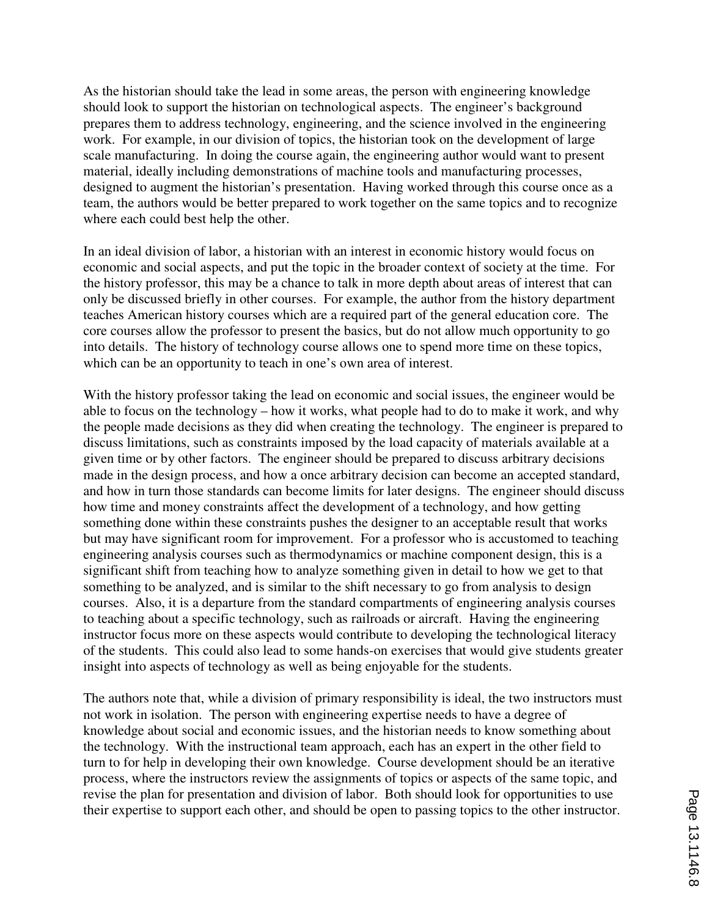As the historian should take the lead in some areas, the person with engineering knowledge should look to support the historian on technological aspects. The engineer's background prepares them to address technology, engineering, and the science involved in the engineering work. For example, in our division of topics, the historian took on the development of large scale manufacturing. In doing the course again, the engineering author would want to present material, ideally including demonstrations of machine tools and manufacturing processes, designed to augment the historian's presentation. Having worked through this course once as a team, the authors would be better prepared to work together on the same topics and to recognize where each could best help the other.

In an ideal division of labor, a historian with an interest in economic history would focus on economic and social aspects, and put the topic in the broader context of society at the time. For the history professor, this may be a chance to talk in more depth about areas of interest that can only be discussed briefly in other courses. For example, the author from the history department teaches American history courses which are a required part of the general education core. The core courses allow the professor to present the basics, but do not allow much opportunity to go into details. The history of technology course allows one to spend more time on these topics, which can be an opportunity to teach in one's own area of interest.

With the history professor taking the lead on economic and social issues, the engineer would be able to focus on the technology – how it works, what people had to do to make it work, and why the people made decisions as they did when creating the technology. The engineer is prepared to discuss limitations, such as constraints imposed by the load capacity of materials available at a given time or by other factors. The engineer should be prepared to discuss arbitrary decisions made in the design process, and how a once arbitrary decision can become an accepted standard, and how in turn those standards can become limits for later designs. The engineer should discuss how time and money constraints affect the development of a technology, and how getting something done within these constraints pushes the designer to an acceptable result that works but may have significant room for improvement. For a professor who is accustomed to teaching engineering analysis courses such as thermodynamics or machine component design, this is a significant shift from teaching how to analyze something given in detail to how we get to that something to be analyzed, and is similar to the shift necessary to go from analysis to design courses. Also, it is a departure from the standard compartments of engineering analysis courses to teaching about a specific technology, such as railroads or aircraft. Having the engineering instructor focus more on these aspects would contribute to developing the technological literacy of the students. This could also lead to some hands-on exercises that would give students greater insight into aspects of technology as well as being enjoyable for the students.

The authors note that, while a division of primary responsibility is ideal, the two instructors must not work in isolation. The person with engineering expertise needs to have a degree of knowledge about social and economic issues, and the historian needs to know something about the technology. With the instructional team approach, each has an expert in the other field to turn to for help in developing their own knowledge. Course development should be an iterative process, where the instructors review the assignments of topics or aspects of the same topic, and revise the plan for presentation and division of labor. Both should look for opportunities to use their expertise to support each other, and should be open to passing topics to the other instructor.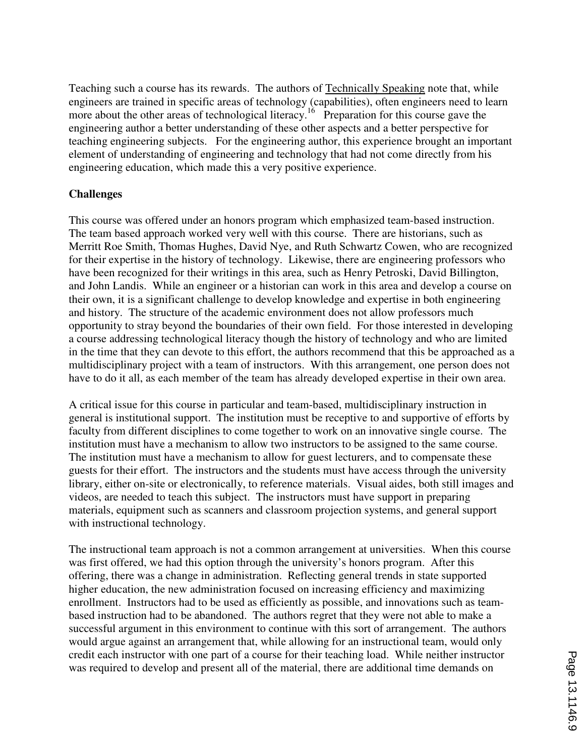Teaching such a course has its rewards. The authors of Technically Speaking note that, while engineers are trained in specific areas of technology (capabilities), often engineers need to learn more about the other areas of technological literacy.[16] Preparation for this course gave the engineering author a better understanding of these other aspects and a better perspective for teaching engineering subjects. For the engineering author, this experience brought an important element of understanding of engineering and technology that had not come directly from his engineering education, which made this a very positive experience.

**Challenges**

This course was offered under an honors program which emphasized team-based instruction. The team based approach worked very well with this course. There are historians, such as Merritt Roe Smith, Thomas Hughes, David Nye, and Ruth Schwartz Cowen, who are recognized for their expertise in the history of technology. Likewise, there are engineering professors who have been recognized for their writings in this area, such as Henry Petroski, David Billington, and John Landis. While an engineer or a historian can work in this area and develop a course on their own, it is a significant challenge to develop knowledge and expertise in both engineering and history. The structure of the academic environment does not allow professors much opportunity to stray beyond the boundaries of their own field. For those interested in developing a course addressing technological literacy though the history of technology and who are limited in the time that they can devote to this effort, the authors recommend that this be approached as a multidisciplinary project with a team of instructors. With this arrangement, one person does not have to do it all, as each member of the team has already developed expertise in their own area.

A critical issue for this course in particular and team-based, multidisciplinary instruction in general is institutional support. The institution must be receptive to and supportive of efforts by faculty from different disciplines to come together to work on an innovative single course. The institution must have a mechanism to allow two instructors to be assigned to the same course. The institution must have a mechanism to allow for guest lecturers, and to compensate these guests for their effort. The instructors and the students must have access through the university library, either on-site or electronically, to reference materials. Visual aides, both still images and videos, are needed to teach this subject. The instructors must have support in preparing materials, equipment such as scanners and classroom projection systems, and general support with instructional technology.

The instructional team approach is not a common arrangement at universities. When this course was first offered, we had this option through the university's honors program. After this offering, there was a change in administration. Reflecting general trends in state supported higher education, the new administration focused on increasing efficiency and maximizing enrollment. Instructors had to be used as efficiently as possible, and innovations such as team-based instruction had to be abandoned. The authors regret that they were not able to make a successful argument in this environment to continue with this sort of arrangement. The authors would argue against an arrangement that, while allowing for an instructional team, would only credit each instructor with one part of a course for their teaching load. While neither instructor was required to develop and present all of the material, there are additional time demands on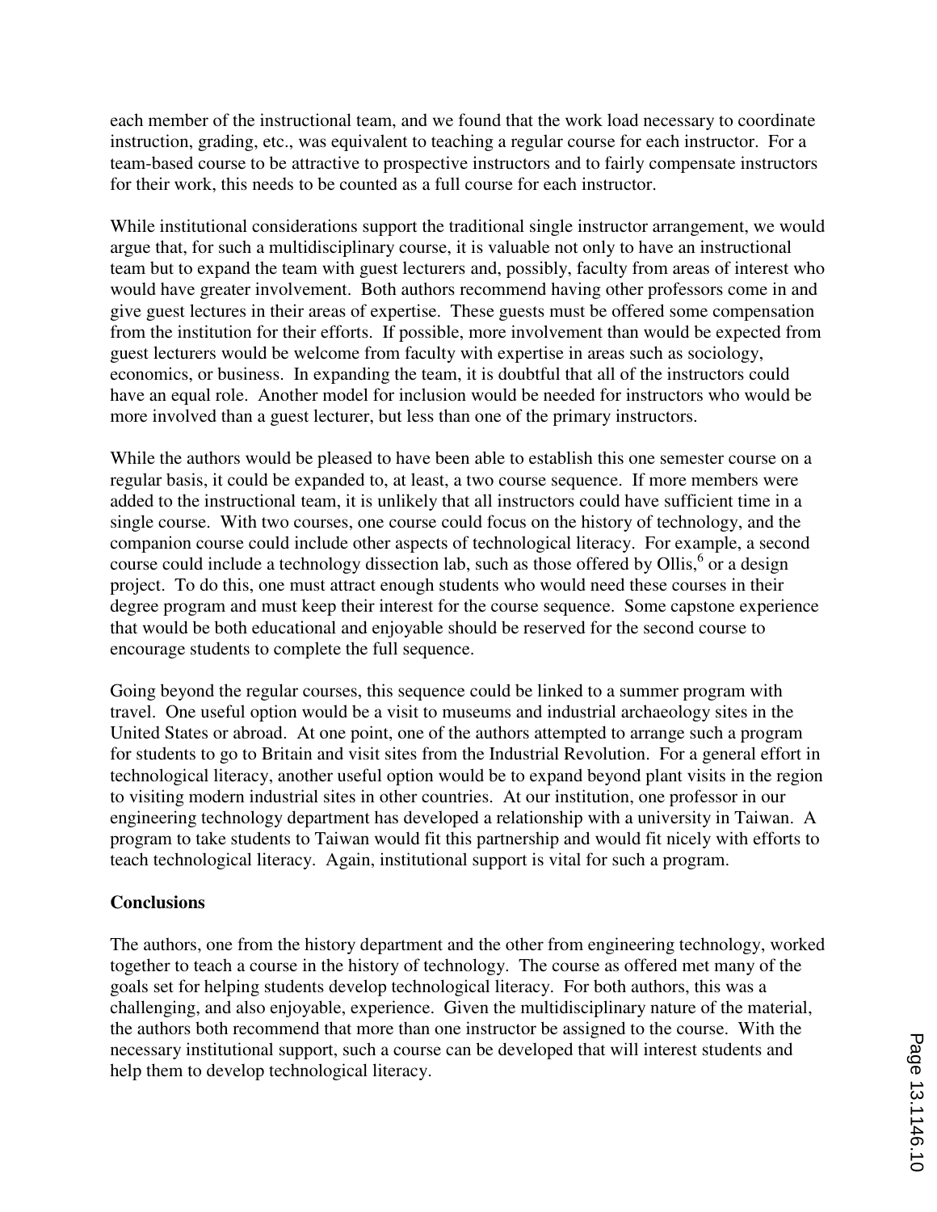each member of the instructional team, and we found that the work load necessary to coordinate instruction, grading, etc., was equivalent to teaching a regular course for each instructor. For a team-based course to be attractive to prospective instructors and to fairly compensate instructors for their work, this needs to be counted as a full course for each instructor.

While institutional considerations support the traditional single instructor arrangement, we would argue that, for such a multidisciplinary course, it is valuable not only to have an instructional team but to expand the team with guest lecturers and, possibly, faculty from areas of interest who would have greater involvement. Both authors recommend having other professors come in and give guest lectures in their areas of expertise. These guests must be offered some compensation from the institution for their efforts. If possible, more involvement than would be expected from guest lecturers would be welcome from faculty with expertise in areas such as sociology, economics, or business. In expanding the team, it is doubtful that all of the instructors could have an equal role. Another model for inclusion would be needed for instructors who would be more involved than a guest lecturer, but less than one of the primary instructors.

While the authors would be pleased to have been able to establish this one semester course on a regular basis, it could be expanded to, at least, a two course sequence. If more members were added to the instructional team, it is unlikely that all instructors could have sufficient time in a single course. With two courses, one course could focus on the history of technology, and the companion course could include other aspects of technological literacy. For example, a second course could include a technology dissection lab, such as those offered by Ollis,[6] or a design project. To do this, one must attract enough students who would need these courses in their degree program and must keep their interest for the course sequence. Some capstone experience that would be both educational and enjoyable should be reserved for the second course to encourage students to complete the full sequence.

Going beyond the regular courses, this sequence could be linked to a summer program with travel. One useful option would be a visit to museums and industrial archaeology sites in the United States or abroad. At one point, one of the authors attempted to arrange such a program for students to go to Britain and visit sites from the Industrial Revolution. For a general effort in technological literacy, another useful option would be to expand beyond plant visits in the region to visiting modern industrial sites in other countries. At our institution, one professor in our engineering technology department has developed a relationship with a university in Taiwan. A program to take students to Taiwan would fit this partnership and would fit nicely with efforts to teach technological literacy. Again, institutional support is vital for such a program.

**Conclusions**

The authors, one from the history department and the other from engineering technology, worked together to teach a course in the history of technology. The course as offered met many of the goals set for helping students develop technological literacy. For both authors, this was a challenging, and also enjoyable, experience. Given the multidisciplinary nature of the material, the authors both recommend that more than one instructor be assigned to the course. With the necessary institutional support, such a course can be developed that will interest students and help them to develop technological literacy.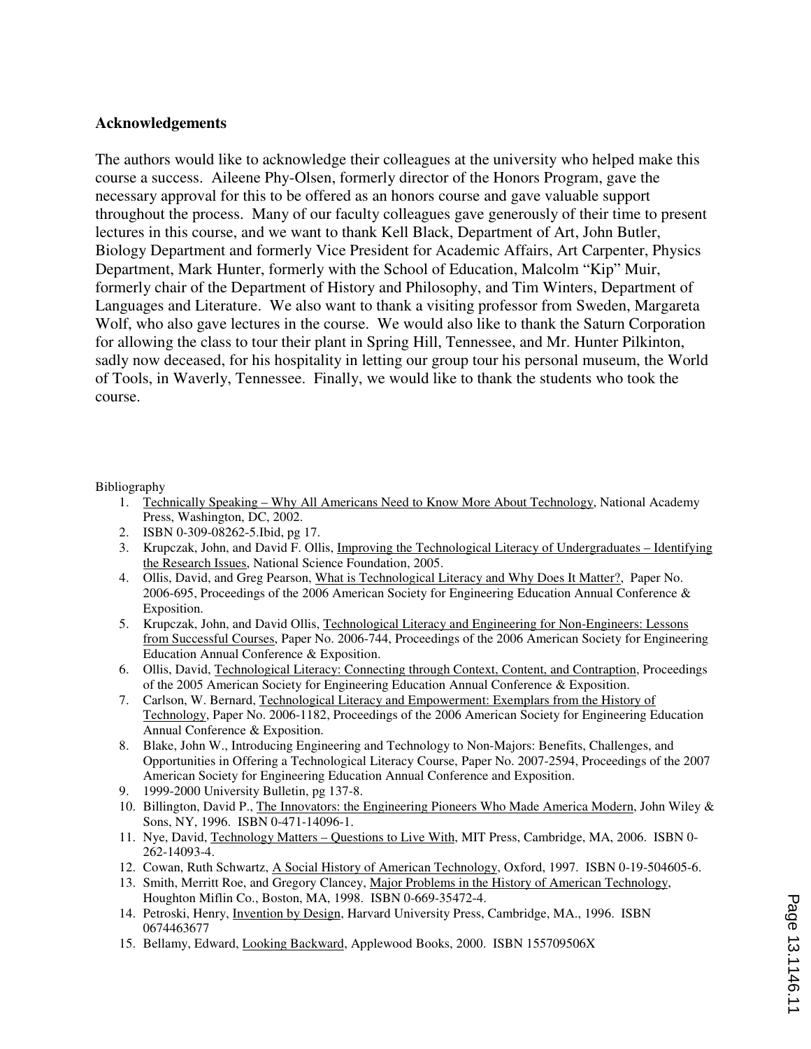## Acknowledgements

The authors would like to acknowledge their colleagues at the university who helped make this course a success. Aileene Phy-Olsen, formerly director of the Honors Program, gave the necessary approval for this to be offered as an honors course and gave valuable support throughout the process. Many of our faculty colleagues gave generously of their time to present lectures in this course, and we want to thank Kell Black, Department of Art, John Butler, Biology Department and formerly Vice President for Academic Affairs, Art Carpenter, Physics Department, Mark Hunter, formerly with the School of Education, Malcolm "Kip" Muir, formerly chair of the Department of History and Philosophy, and Tim Winters, Department of Languages and Literature. We also want to thank a visiting professor from Sweden, Margareta Wolf, who also gave lectures in the course. We would also like to thank the Saturn Corporation for allowing the class to tour their plant in Spring Hill, Tennessee, and Mr. Hunter Pilkinton, sadly now deceased, for his hospitality in letting our group tour his personal museum, the World of Tools, in Waverly, Tennessee. Finally, we would like to thank the students who took the course.

Bibliography

1. Technically Speaking – Why All Americans Need to Know More About Technology, National Academy Press, Washington, DC, 2002.
2. ISBN 0-309-08262-5.Ibid, pg 17.
3. Krupczak, John, and David F. Ollis, Improving the Technological Literacy of Undergraduates – Identifying the Research Issues, National Science Foundation, 2005.
4. Ollis, David, and Greg Pearson, What is Technological Literacy and Why Does It Matter?, Paper No. 2006-695, Proceedings of the 2006 American Society for Engineering Education Annual Conference & Exposition.
5. Krupczak, John, and David Ollis, Technological Literacy and Engineering for Non-Engineers: Lessons from Successful Courses, Paper No. 2006-744, Proceedings of the 2006 American Society for Engineering Education Annual Conference & Exposition.
6. Ollis, David, Technological Literacy: Connecting through Context, Content, and Contraption, Proceedings of the 2005 American Society for Engineering Education Annual Conference & Exposition.
7. Carlson, W. Bernard, Technological Literacy and Empowerment: Exemplars from the History of Technology, Paper No. 2006-1182, Proceedings of the 2006 American Society for Engineering Education Annual Conference & Exposition.
8. Blake, John W., Introducing Engineering and Technology to Non-Majors: Benefits, Challenges, and Opportunities in Offering a Technological Literacy Course, Paper No. 2007-2594, Proceedings of the 2007 American Society for Engineering Education Annual Conference and Exposition.
9. 1999-2000 University Bulletin, pg 137-8.
10. Billington, David P., The Innovators: the Engineering Pioneers Who Made America Modern, John Wiley & Sons, NY, 1996. ISBN 0-471-14096-1.
11. Nye, David, Technology Matters – Questions to Live With, MIT Press, Cambridge, MA, 2006. ISBN 0-262-14093-4.
12. Cowan, Ruth Schwartz, A Social History of American Technology, Oxford, 1997. ISBN 0-19-504605-6.
13. Smith, Merritt Roe, and Gregory Clancey, Major Problems in the History of American Technology, Houghton Miflin Co., Boston, MA, 1998. ISBN 0-669-35472-4.
14. Petroski, Henry, Invention by Design, Harvard University Press, Cambridge, MA., 1996. ISBN 0674463677
15. Bellamy, Edward, Looking Backward, Applewood Books, 2000. ISBN 155709506X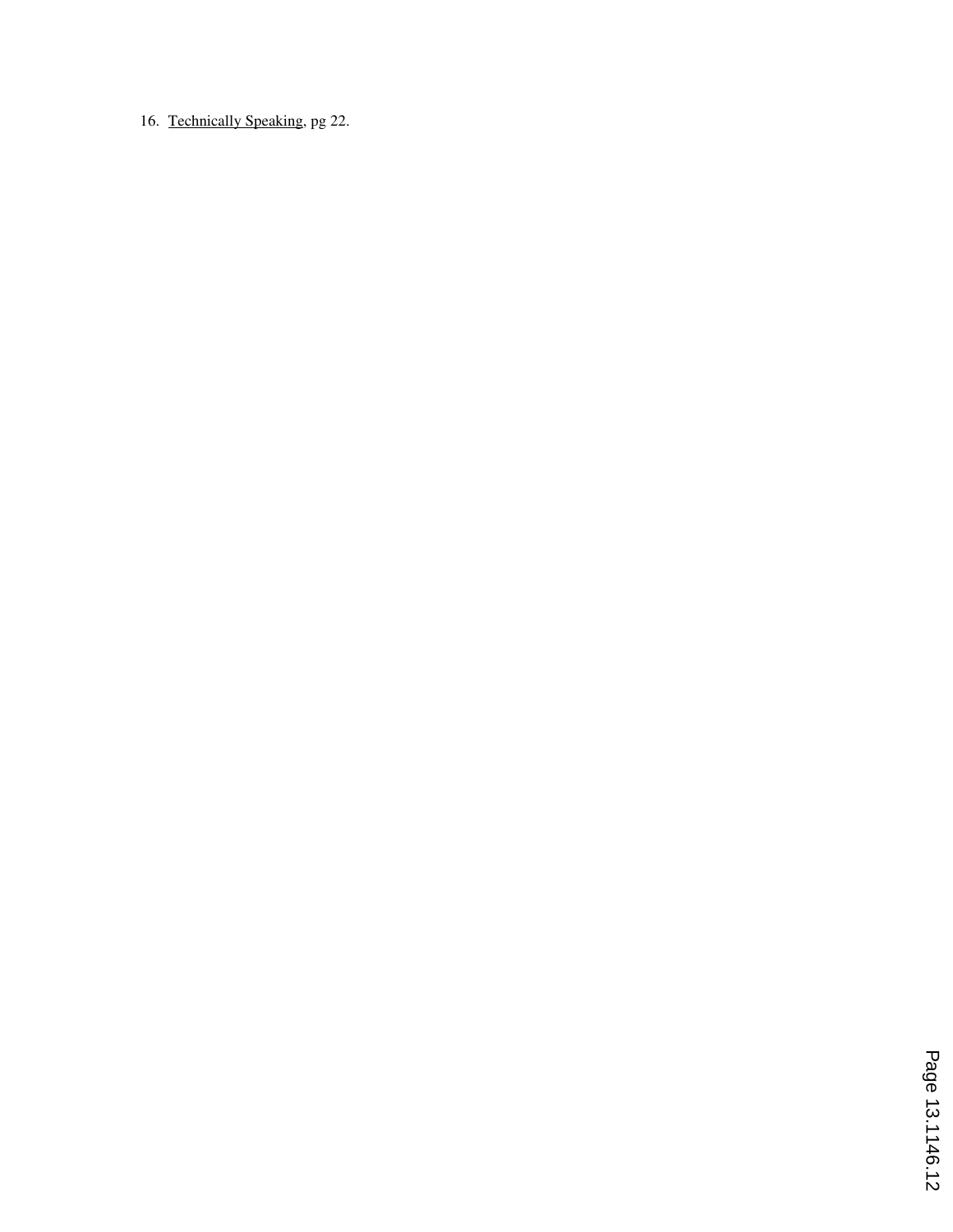16. Technically Speaking, pg 22.